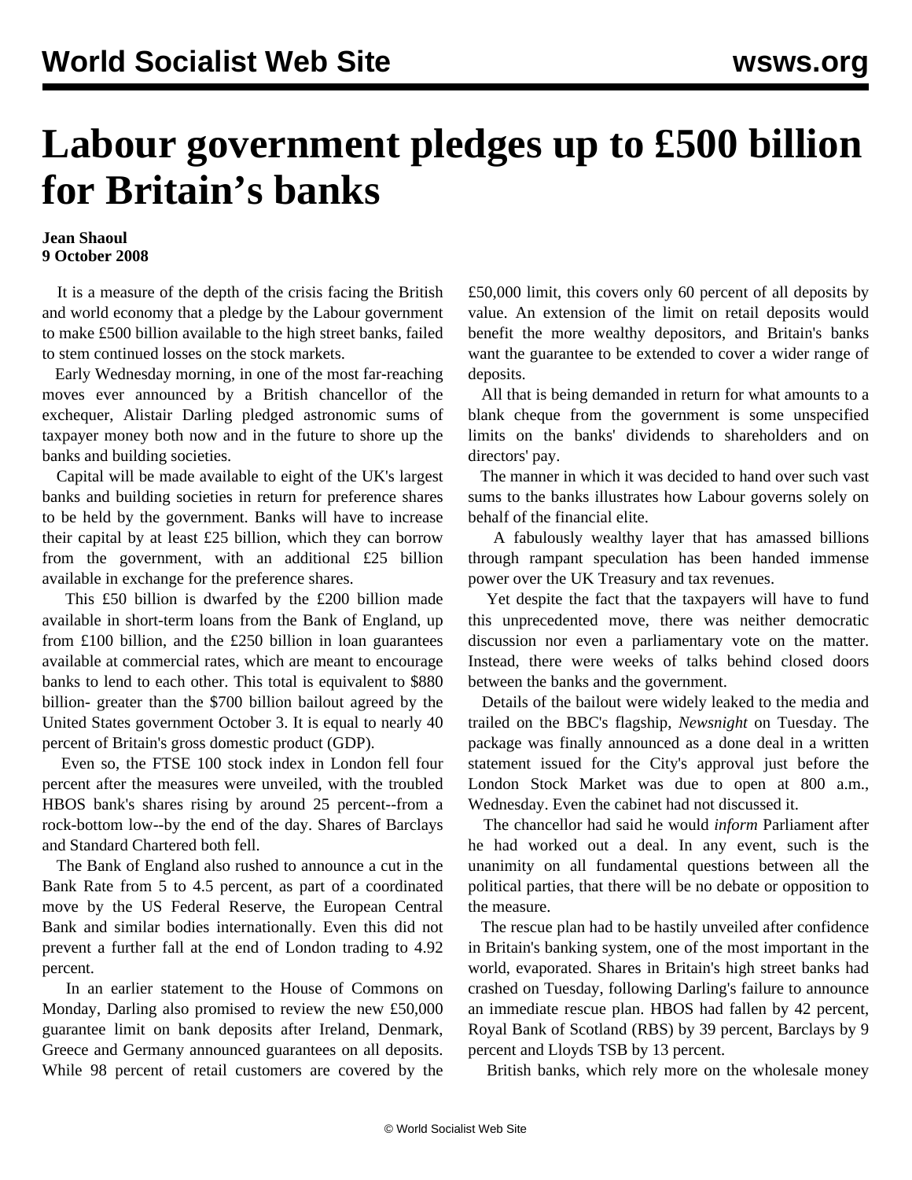# Labour government pledges up to £500 billion for Britain's banks

**Jean Shaoul**
**9 October 2008**

It is a measure of the depth of the crisis facing the British and world economy that a pledge by the Labour government to make £500 billion available to the high street banks, failed to stem continued losses on the stock markets.

Early Wednesday morning, in one of the most far-reaching moves ever announced by a British chancellor of the exchequer, Alistair Darling pledged astronomic sums of taxpayer money both now and in the future to shore up the banks and building societies.

Capital will be made available to eight of the UK's largest banks and building societies in return for preference shares to be held by the government. Banks will have to increase their capital by at least £25 billion, which they can borrow from the government, with an additional £25 billion available in exchange for the preference shares.

This £50 billion is dwarfed by the £200 billion made available in short-term loans from the Bank of England, up from £100 billion, and the £250 billion in loan guarantees available at commercial rates, which are meant to encourage banks to lend to each other. This total is equivalent to $880 billion- greater than the $700 billion bailout agreed by the United States government October 3. It is equal to nearly 40 percent of Britain's gross domestic product (GDP).

Even so, the FTSE 100 stock index in London fell four percent after the measures were unveiled, with the troubled HBOS bank's shares rising by around 25 percent--from a rock-bottom low--by the end of the day. Shares of Barclays and Standard Chartered both fell.

The Bank of England also rushed to announce a cut in the Bank Rate from 5 to 4.5 percent, as part of a coordinated move by the US Federal Reserve, the European Central Bank and similar bodies internationally. Even this did not prevent a further fall at the end of London trading to 4.92 percent.

In an earlier statement to the House of Commons on Monday, Darling also promised to review the new £50,000 guarantee limit on bank deposits after Ireland, Denmark, Greece and Germany announced guarantees on all deposits. While 98 percent of retail customers are covered by the £50,000 limit, this covers only 60 percent of all deposits by value. An extension of the limit on retail deposits would benefit the more wealthy depositors, and Britain's banks want the guarantee to be extended to cover a wider range of deposits.

All that is being demanded in return for what amounts to a blank cheque from the government is some unspecified limits on the banks' dividends to shareholders and on directors' pay.

The manner in which it was decided to hand over such vast sums to the banks illustrates how Labour governs solely on behalf of the financial elite.

A fabulously wealthy layer that has amassed billions through rampant speculation has been handed immense power over the UK Treasury and tax revenues.

Yet despite the fact that the taxpayers will have to fund this unprecedented move, there was neither democratic discussion nor even a parliamentary vote on the matter. Instead, there were weeks of talks behind closed doors between the banks and the government.

Details of the bailout were widely leaked to the media and trailed on the BBC's flagship, *Newsnight* on Tuesday. The package was finally announced as a done deal in a written statement issued for the City's approval just before the London Stock Market was due to open at 800 a.m., Wednesday. Even the cabinet had not discussed it.

The chancellor had said he would *inform* Parliament after he had worked out a deal. In any event, such is the unanimity on all fundamental questions between all the political parties, that there will be no debate or opposition to the measure.

The rescue plan had to be hastily unveiled after confidence in Britain's banking system, one of the most important in the world, evaporated. Shares in Britain's high street banks had crashed on Tuesday, following Darling's failure to announce an immediate rescue plan. HBOS had fallen by 42 percent, Royal Bank of Scotland (RBS) by 39 percent, Barclays by 9 percent and Lloyds TSB by 13 percent.

British banks, which rely more on the wholesale money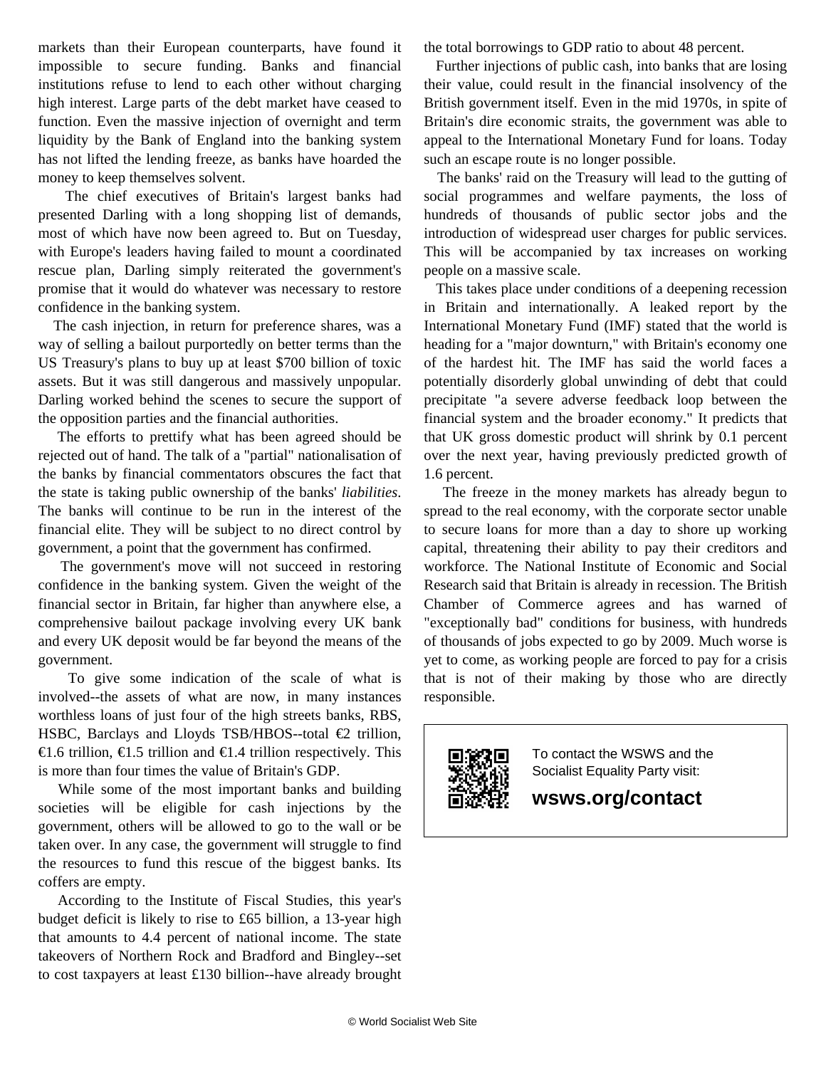markets than their European counterparts, have found it impossible to secure funding. Banks and financial institutions refuse to lend to each other without charging high interest. Large parts of the debt market have ceased to function. Even the massive injection of overnight and term liquidity by the Bank of England into the banking system has not lifted the lending freeze, as banks have hoarded the money to keep themselves solvent.

The chief executives of Britain's largest banks had presented Darling with a long shopping list of demands, most of which have now been agreed to. But on Tuesday, with Europe's leaders having failed to mount a coordinated rescue plan, Darling simply reiterated the government's promise that it would do whatever was necessary to restore confidence in the banking system.

The cash injection, in return for preference shares, was a way of selling a bailout purportedly on better terms than the US Treasury's plans to buy up at least $700 billion of toxic assets. But it was still dangerous and massively unpopular. Darling worked behind the scenes to secure the support of the opposition parties and the financial authorities.

The efforts to prettify what has been agreed should be rejected out of hand. The talk of a "partial" nationalisation of the banks by financial commentators obscures the fact that the state is taking public ownership of the banks' *liabilities*. The banks will continue to be run in the interest of the financial elite. They will be subject to no direct control by government, a point that the government has confirmed.

The government's move will not succeed in restoring confidence in the banking system. Given the weight of the financial sector in Britain, far higher than anywhere else, a comprehensive bailout package involving every UK bank and every UK deposit would be far beyond the means of the government.

To give some indication of the scale of what is involved--the assets of what are now, in many instances worthless loans of just four of the high streets banks, RBS, HSBC, Barclays and Lloyds TSB/HBOS--total €2 trillion, €1.6 trillion, €1.5 trillion and €1.4 trillion respectively. This is more than four times the value of Britain's GDP.

While some of the most important banks and building societies will be eligible for cash injections by the government, others will be allowed to go to the wall or be taken over. In any case, the government will struggle to find the resources to fund this rescue of the biggest banks. Its coffers are empty.

According to the Institute of Fiscal Studies, this year's budget deficit is likely to rise to £65 billion, a 13-year high that amounts to 4.4 percent of national income. The state takeovers of Northern Rock and Bradford and Bingley--set to cost taxpayers at least £130 billion--have already brought the total borrowings to GDP ratio to about 48 percent.

Further injections of public cash, into banks that are losing their value, could result in the financial insolvency of the British government itself. Even in the mid 1970s, in spite of Britain's dire economic straits, the government was able to appeal to the International Monetary Fund for loans. Today such an escape route is no longer possible.

The banks' raid on the Treasury will lead to the gutting of social programmes and welfare payments, the loss of hundreds of thousands of public sector jobs and the introduction of widespread user charges for public services. This will be accompanied by tax increases on working people on a massive scale.

This takes place under conditions of a deepening recession in Britain and internationally. A leaked report by the International Monetary Fund (IMF) stated that the world is heading for a "major downturn," with Britain's economy one of the hardest hit. The IMF has said the world faces a potentially disorderly global unwinding of debt that could precipitate "a severe adverse feedback loop between the financial system and the broader economy." It predicts that that UK gross domestic product will shrink by 0.1 percent over the next year, having previously predicted growth of 1.6 percent.

The freeze in the money markets has already begun to spread to the real economy, with the corporate sector unable to secure loans for more than a day to shore up working capital, threatening their ability to pay their creditors and workforce. The National Institute of Economic and Social Research said that Britain is already in recession. The British Chamber of Commerce agrees and has warned of "exceptionally bad" conditions for business, with hundreds of thousands of jobs expected to go by 2009. Much worse is yet to come, as working people are forced to pay for a crisis that is not of their making by those who are directly responsible.

To contact the WSWS and the Socialist Equality Party visit:

**wsws.org/contact**